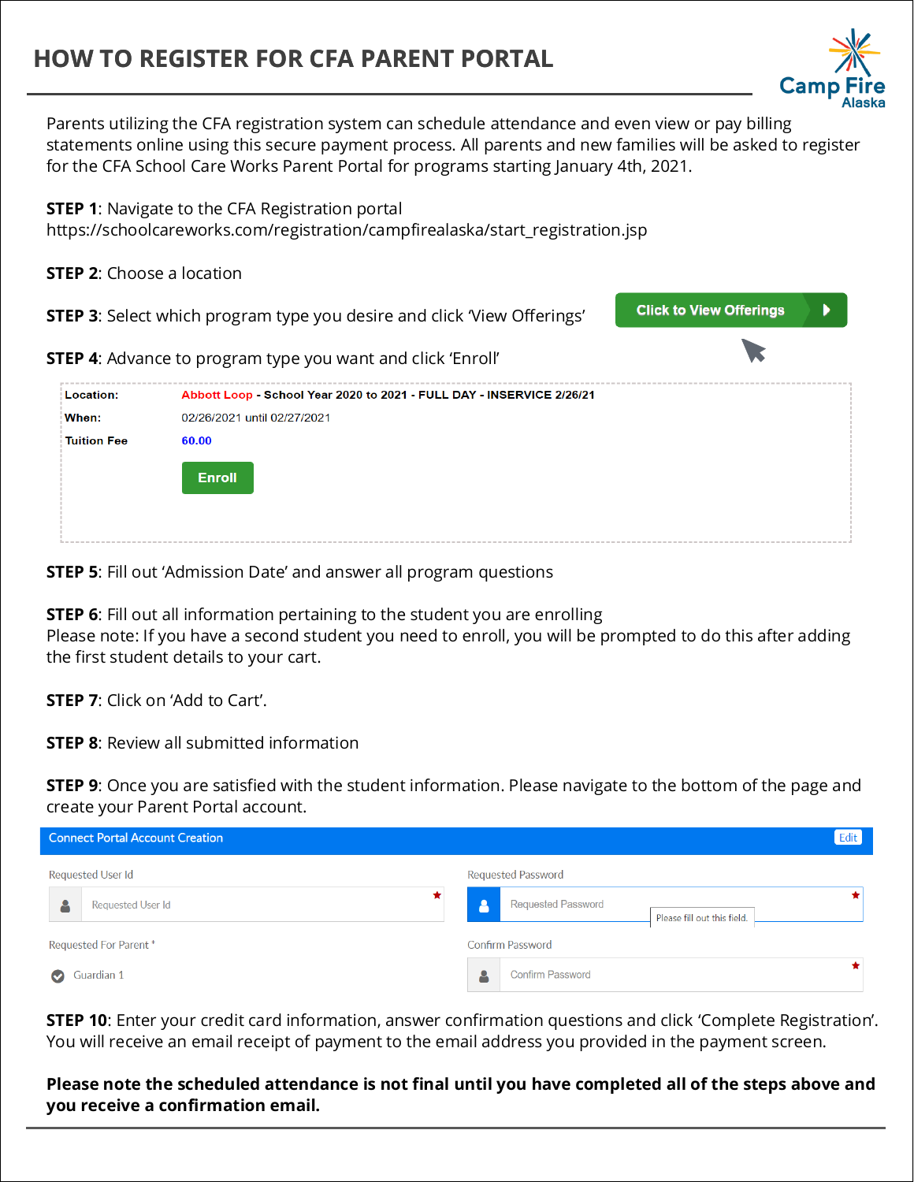# HOW TO REGISTER FOR CFA PARENT PORTAL

Camp Fire Alaska

Parents utilizing the CFA registration system can schedule attendance and even view or pay billing statements online using this secure payment process. All parents and new families will be asked to register for the CFA School Care Works Parent Portal for programs starting January 4th, 2021.

**STEP 1**: Navigate to the CFA Registration portal
https://schoolcareworks.com/registration/campfirealaska/start_registration.jsp

**STEP 2**: Choose a location

**STEP 3**: Select which program type you desire and click 'View Offerings'

Click to View Offerings

**STEP 4**: Advance to program type you want and click 'Enroll'

| | |
|---|---|
| **Location:** | Abbott Loop - **School Year 2020 to 2021 - FULL DAY - INSERVICE 2/26/21** |
| **When:** | 02/26/2021 until 02/27/2021 |
| **Tuition Fee** | 60.00 |
| | Enroll |

**STEP 5**: Fill out 'Admission Date' and answer all program questions

**STEP 6**: Fill out all information pertaining to the student you are enrolling
Please note: If you have a second student you need to enroll, you will be prompted to do this after adding the first student details to your cart.

**STEP 7**: Click on 'Add to Cart'.

**STEP 8**: Review all submitted information

**STEP 9**: Once you are satisfied with the student information. Please navigate to the bottom of the page and create your Parent Portal account.

Connect Portal Account Creation — Edit

| | |
|---|---|
| Requested User Id | Requested Password |
| Requested User Id * | Requested Password * (Please fill out this field.) |
| Requested For Parent * | Confirm Password |
| Guardian 1 | Confirm Password * |

**STEP 10**: Enter your credit card information, answer confirmation questions and click 'Complete Registration'. You will receive an email receipt of payment to the email address you provided in the payment screen.

**Please note the scheduled attendance is not final until you have completed all of the steps above and you receive a confirmation email.**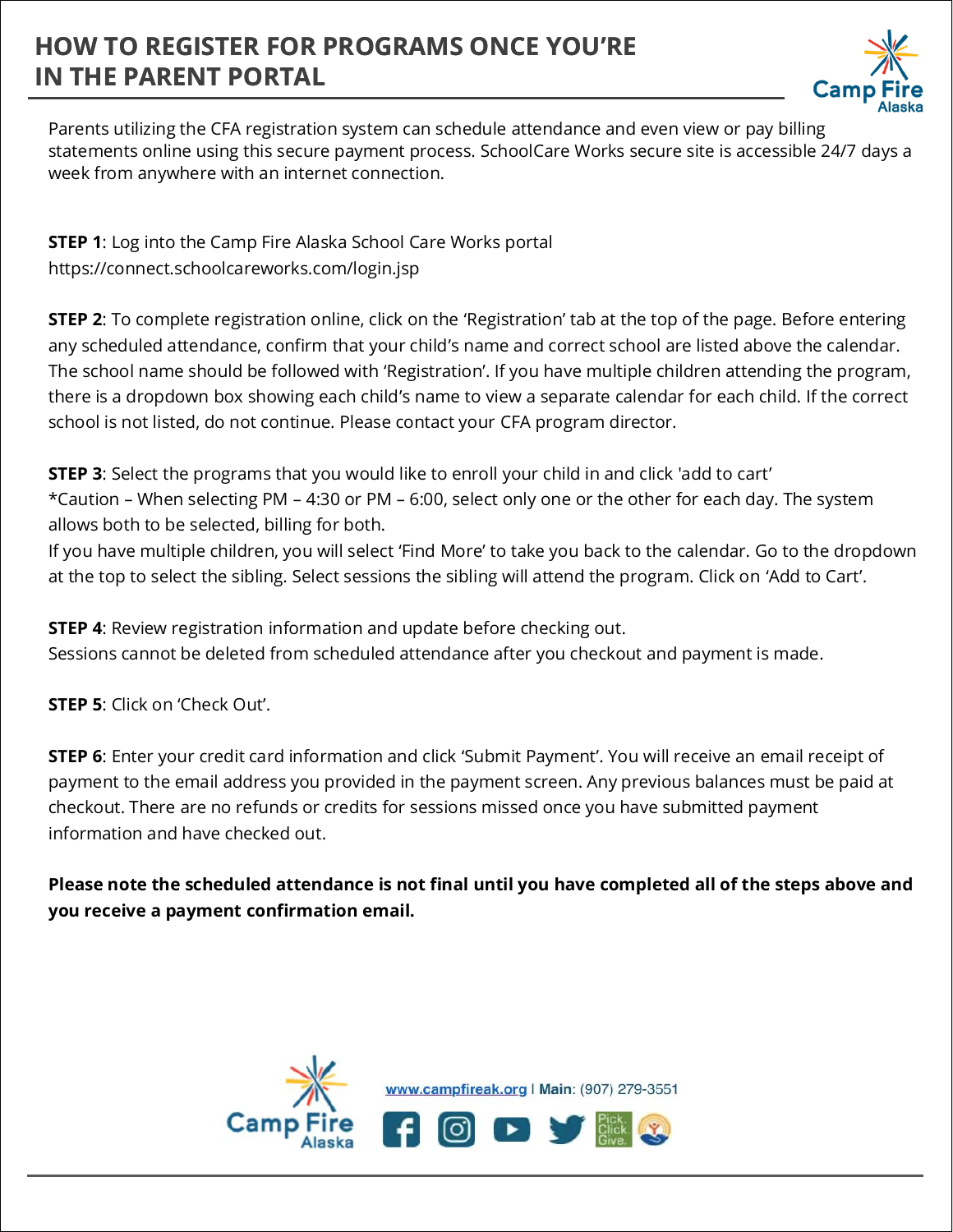# HOW TO REGISTER FOR PROGRAMS ONCE YOU'RE IN THE PARENT PORTAL

Parents utilizing the CFA registration system can schedule attendance and even view or pay billing statements online using this secure payment process. SchoolCare Works secure site is accessible 24/7 days a week from anywhere with an internet connection.

**STEP 1**: Log into the Camp Fire Alaska School Care Works portal
https://connect.schoolcareworks.com/login.jsp

**STEP 2**: To complete registration online, click on the 'Registration' tab at the top of the page. Before entering any scheduled attendance, confirm that your child's name and correct school are listed above the calendar. The school name should be followed with 'Registration'. If you have multiple children attending the program, there is a dropdown box showing each child's name to view a separate calendar for each child. If the correct school is not listed, do not continue. Please contact your CFA program director.

**STEP 3**: Select the programs that you would like to enroll your child in and click 'add to cart'
*Caution – When selecting PM – 4:30 or PM – 6:00, select only one or the other for each day. The system allows both to be selected, billing for both.
If you have multiple children, you will select 'Find More' to take you back to the calendar. Go to the dropdown at the top to select the sibling. Select sessions the sibling will attend the program. Click on 'Add to Cart'.

**STEP 4**: Review registration information and update before checking out.
Sessions cannot be deleted from scheduled attendance after you checkout and payment is made.

**STEP 5**: Click on 'Check Out'.

**STEP 6**: Enter your credit card information and click 'Submit Payment'. You will receive an email receipt of payment to the email address you provided in the payment screen. Any previous balances must be paid at checkout. There are no refunds or credits for sessions missed once you have submitted payment information and have checked out.

**Please note the scheduled attendance is not final until you have completed all of the steps above and you receive a payment confirmation email.**

www.campfireak.org | **Main**: (907) 279-3551